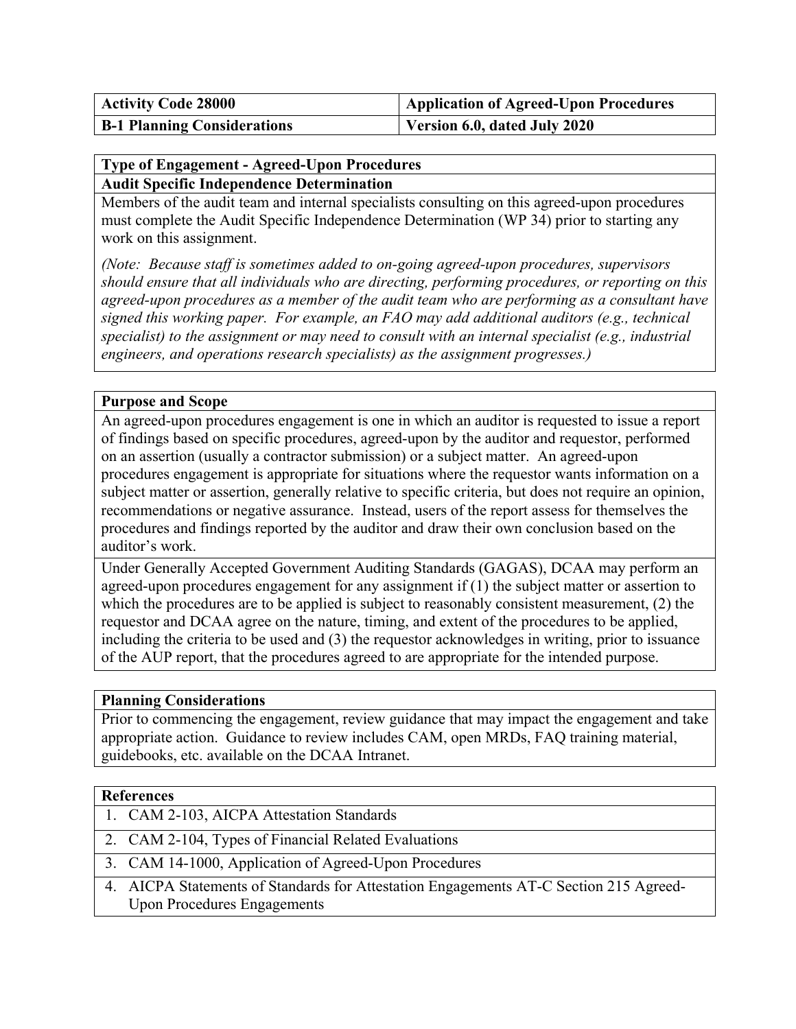| **Activity Code 28000** | **Application of Agreed-Upon Procedures** |
| --- | --- |
| **B-1 Planning Considerations** | **Version 6.0, dated July 2020** |

**Type of Engagement - Agreed-Upon Procedures**

**Audit Specific Independence Determination**

Members of the audit team and internal specialists consulting on this agreed-upon procedures must complete the Audit Specific Independence Determination (WP 34) prior to starting any work on this assignment.

*(Note: Because staff is sometimes added to on-going agreed-upon procedures, supervisors should ensure that all individuals who are directing, performing procedures, or reporting on this agreed-upon procedures as a member of the audit team who are performing as a consultant have signed this working paper. For example, an FAO may add additional auditors (e.g., technical specialist) to the assignment or may need to consult with an internal specialist (e.g., industrial engineers, and operations research specialists) as the assignment progresses.)*

**Purpose and Scope**

An agreed-upon procedures engagement is one in which an auditor is requested to issue a report of findings based on specific procedures, agreed-upon by the auditor and requestor, performed on an assertion (usually a contractor submission) or a subject matter. An agreed-upon procedures engagement is appropriate for situations where the requestor wants information on a subject matter or assertion, generally relative to specific criteria, but does not require an opinion, recommendations or negative assurance. Instead, users of the report assess for themselves the procedures and findings reported by the auditor and draw their own conclusion based on the auditor's work.

Under Generally Accepted Government Auditing Standards (GAGAS), DCAA may perform an agreed-upon procedures engagement for any assignment if (1) the subject matter or assertion to which the procedures are to be applied is subject to reasonably consistent measurement, (2) the requestor and DCAA agree on the nature, timing, and extent of the procedures to be applied, including the criteria to be used and (3) the requestor acknowledges in writing, prior to issuance of the AUP report, that the procedures agreed to are appropriate for the intended purpose.

**Planning Considerations**

Prior to commencing the engagement, review guidance that may impact the engagement and take appropriate action. Guidance to review includes CAM, open MRDs, FAQ training material, guidebooks, etc. available on the DCAA Intranet.

**References**

1. CAM 2-103, AICPA Attestation Standards
2. CAM 2-104, Types of Financial Related Evaluations
3. CAM 14-1000, Application of Agreed-Upon Procedures
4. AICPA Statements of Standards for Attestation Engagements AT-C Section 215 Agreed-Upon Procedures Engagements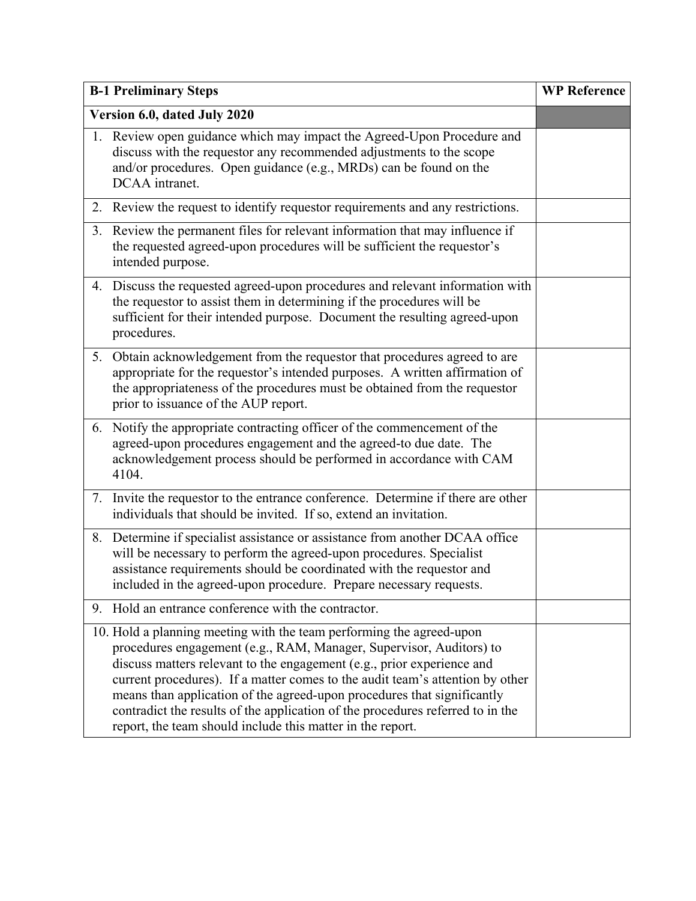| B-1 Preliminary Steps | WP Reference |
|---|---|
| **Version 6.0, dated July 2020** | |
| 1. Review open guidance which may impact the Agreed-Upon Procedure and discuss with the requestor any recommended adjustments to the scope and/or procedures. Open guidance (e.g., MRDs) can be found on the DCAA intranet. | |
| 2. Review the request to identify requestor requirements and any restrictions. | |
| 3. Review the permanent files for relevant information that may influence if the requested agreed-upon procedures will be sufficient the requestor's intended purpose. | |
| 4. Discuss the requested agreed-upon procedures and relevant information with the requestor to assist them in determining if the procedures will be sufficient for their intended purpose. Document the resulting agreed-upon procedures. | |
| 5. Obtain acknowledgement from the requestor that procedures agreed to are appropriate for the requestor's intended purposes. A written affirmation of the appropriateness of the procedures must be obtained from the requestor prior to issuance of the AUP report. | |
| 6. Notify the appropriate contracting officer of the commencement of the agreed-upon procedures engagement and the agreed-to due date. The acknowledgement process should be performed in accordance with CAM 4104. | |
| 7. Invite the requestor to the entrance conference. Determine if there are other individuals that should be invited. If so, extend an invitation. | |
| 8. Determine if specialist assistance or assistance from another DCAA office will be necessary to perform the agreed-upon procedures. Specialist assistance requirements should be coordinated with the requestor and included in the agreed-upon procedure. Prepare necessary requests. | |
| 9. Hold an entrance conference with the contractor. | |
| 10. Hold a planning meeting with the team performing the agreed-upon procedures engagement (e.g., RAM, Manager, Supervisor, Auditors) to discuss matters relevant to the engagement (e.g., prior experience and current procedures). If a matter comes to the audit team's attention by other means than application of the agreed-upon procedures that significantly contradict the results of the application of the procedures referred to in the report, the team should include this matter in the report. | |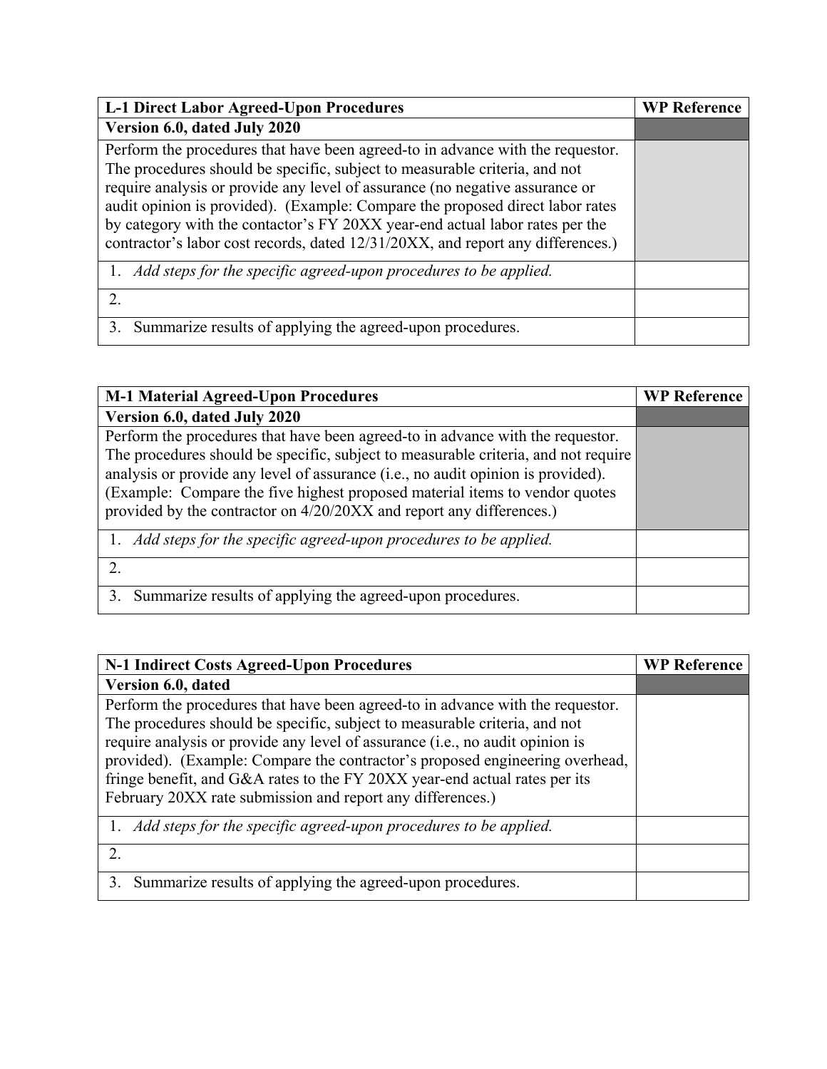| L-1 Direct Labor Agreed-Upon Procedures | WP Reference |
|---|---|
| **Version 6.0, dated July 2020** | |
| Perform the procedures that have been agreed-to in advance with the requestor. The procedures should be specific, subject to measurable criteria, and not require analysis or provide any level of assurance (no negative assurance or audit opinion is provided). (Example: Compare the proposed direct labor rates by category with the contactor's FY 20XX year-end actual labor rates per the contractor's labor cost records, dated 12/31/20XX, and report any differences.) | |
| 1. *Add steps for the specific agreed-upon procedures to be applied.* | |
| 2. | |
| 3. Summarize results of applying the agreed-upon procedures. | |

| M-1 Material Agreed-Upon Procedures | WP Reference |
|---|---|
| **Version 6.0, dated July 2020** | |
| Perform the procedures that have been agreed-to in advance with the requestor. The procedures should be specific, subject to measurable criteria, and not require analysis or provide any level of assurance (i.e., no audit opinion is provided). (Example: Compare the five highest proposed material items to vendor quotes provided by the contractor on 4/20/20XX and report any differences.) | |
| 1. *Add steps for the specific agreed-upon procedures to be applied.* | |
| 2. | |
| 3. Summarize results of applying the agreed-upon procedures. | |

| N-1 Indirect Costs Agreed-Upon Procedures | WP Reference |
|---|---|
| **Version 6.0, dated** | |
| Perform the procedures that have been agreed-to in advance with the requestor. The procedures should be specific, subject to measurable criteria, and not require analysis or provide any level of assurance (i.e., no audit opinion is provided). (Example: Compare the contractor's proposed engineering overhead, fringe benefit, and G&A rates to the FY 20XX year-end actual rates per its February 20XX rate submission and report any differences.) | |
| 1. *Add steps for the specific agreed-upon procedures to be applied.* | |
| 2. | |
| 3. Summarize results of applying the agreed-upon procedures. | |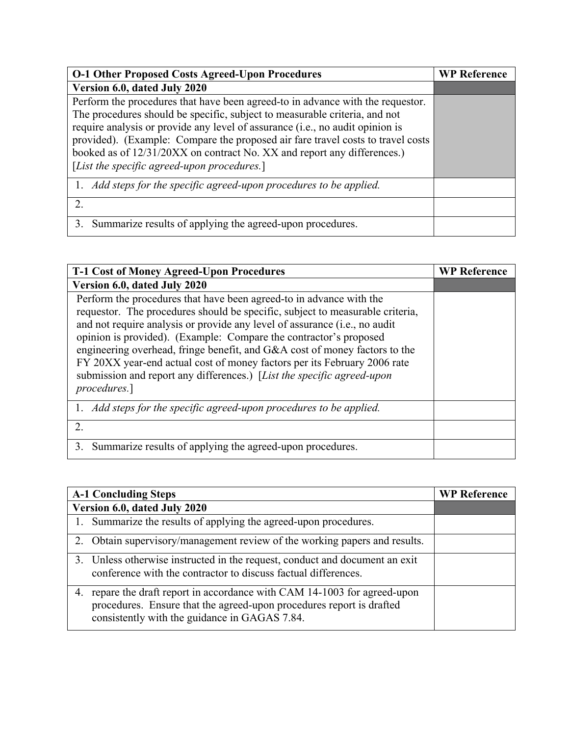| O-1 Other Proposed Costs Agreed-Upon Procedures | WP Reference |
| --- | --- |
| **Version 6.0, dated July 2020** | |
| Perform the procedures that have been agreed-to in advance with the requestor. The procedures should be specific, subject to measurable criteria, and not require analysis or provide any level of assurance (i.e., no audit opinion is provided). (Example: Compare the proposed air fare travel costs to travel costs booked as of 12/31/20XX on contract No. XX and report any differences.) [*List the specific agreed-upon procedures.*] | |
| 1. *Add steps for the specific agreed-upon procedures to be applied.* | |
| 2. | |
| 3. Summarize results of applying the agreed-upon procedures. | |

| T-1 Cost of Money Agreed-Upon Procedures | WP Reference |
| --- | --- |
| **Version 6.0, dated July 2020** | |
| Perform the procedures that have been agreed-to in advance with the requestor. The procedures should be specific, subject to measurable criteria, and not require analysis or provide any level of assurance (i.e., no audit opinion is provided). (Example: Compare the contractor's proposed engineering overhead, fringe benefit, and G&A cost of money factors to the FY 20XX year-end actual cost of money factors per its February 2006 rate submission and report any differences.) [*List the specific agreed-upon procedures.*] | |
| 1. *Add steps for the specific agreed-upon procedures to be applied.* | |
| 2. | |
| 3. Summarize results of applying the agreed-upon procedures. | |

| A-1 Concluding Steps | WP Reference |
| --- | --- |
| **Version 6.0, dated July 2020** | |
| 1. Summarize the results of applying the agreed-upon procedures. | |
| 2. Obtain supervisory/management review of the working papers and results. | |
| 3. Unless otherwise instructed in the request, conduct and document an exit conference with the contractor to discuss factual differences. | |
| 4. repare the draft report in accordance with CAM 14-1003 for agreed-upon procedures. Ensure that the agreed-upon procedures report is drafted consistently with the guidance in GAGAS 7.84. | |